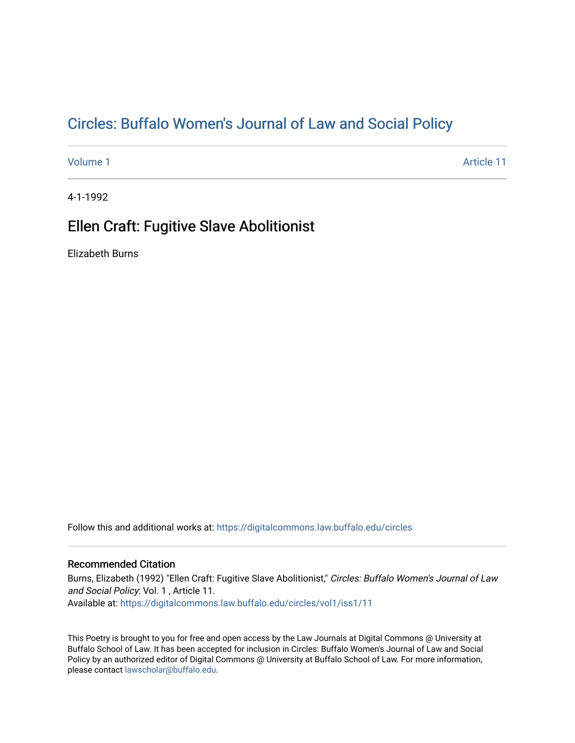# Circles: Buffalo Women's Journal of Law and Social Policy

Volume 1 Article 11

4-1-1992

## Ellen Craft: Fugitive Slave Abolitionist

Elizabeth Burns

Follow this and additional works at: https://digitalcommons.law.buffalo.edu/circles

### Recommended Citation

Burns, Elizabeth (1992) "Ellen Craft: Fugitive Slave Abolitionist," *Circles: Buffalo Women's Journal of Law and Social Policy*: Vol. 1 , Article 11.
Available at: https://digitalcommons.law.buffalo.edu/circles/vol1/iss1/11

This Poetry is brought to you for free and open access by the Law Journals at Digital Commons @ University at Buffalo School of Law. It has been accepted for inclusion in Circles: Buffalo Women's Journal of Law and Social Policy by an authorized editor of Digital Commons @ University at Buffalo School of Law. For more information, please contact lawscholar@buffalo.edu.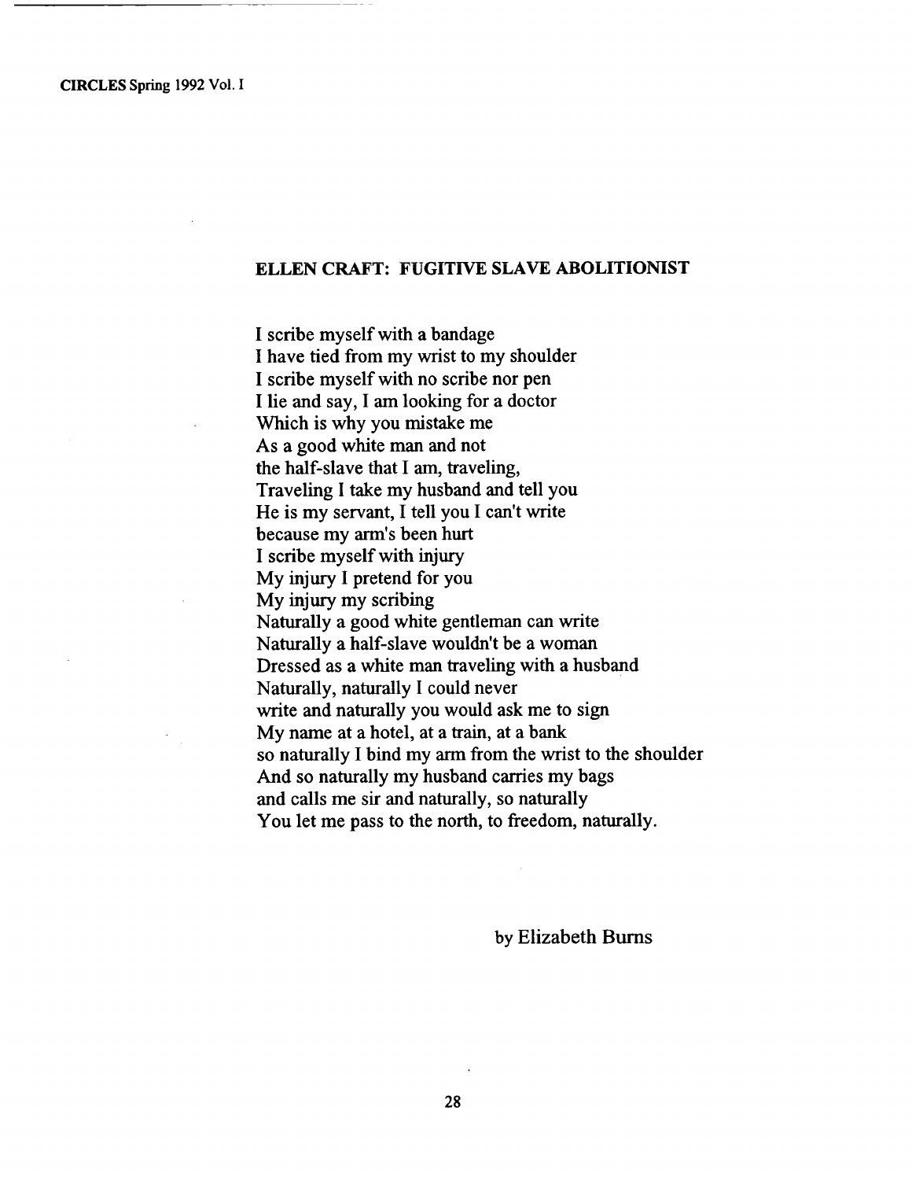## ELLEN CRAFT: FUGITIVE SLAVE ABOLITIONIST

I scribe myself with a bandage  
I have tied from my wrist to my shoulder  
I scribe myself with no scribe nor pen  
I lie and say, I am looking for a doctor  
Which is why you mistake me  
As a good white man and not  
the half-slave that I am, traveling,  
Traveling I take my husband and tell you  
He is my servant, I tell you I can't write  
because my arm's been hurt  
I scribe myself with injury  
My injury I pretend for you  
My injury my scribing  
Naturally a good white gentleman can write  
Naturally a half-slave wouldn't be a woman  
Dressed as a white man traveling with a husband  
Naturally, naturally I could never  
write and naturally you would ask me to sign  
My name at a hotel, at a train, at a bank  
so naturally I bind my arm from the wrist to the shoulder  
And so naturally my husband carries my bags  
and calls me sir and naturally, so naturally  
You let me pass to the north, to freedom, naturally.

by Elizabeth Burns